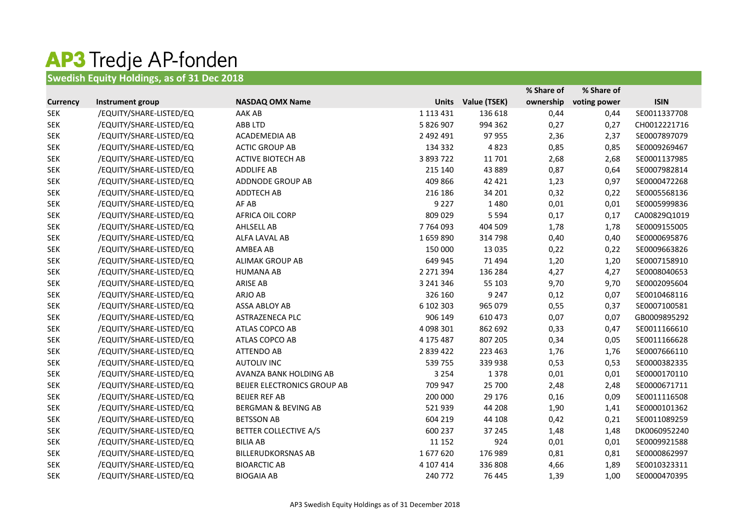# AP3 Tredje AP-fonden

## Swedish Equity Holdings, as of 31 Dec 2018

| Currency | Instrument group | NASDAQ OMX Name | Units | Value (TSEK) | % Share of ownership | % Share of voting power | ISIN |
|---|---|---|---|---|---|---|---|
| SEK | /EQUITY/SHARE-LISTED/EQ | AAK AB | 1 113 431 | 136 618 | 0,44 | 0,44 | SE0011337708 |
| SEK | /EQUITY/SHARE-LISTED/EQ | ABB LTD | 5 826 907 | 994 362 | 0,27 | 0,27 | CH0012221716 |
| SEK | /EQUITY/SHARE-LISTED/EQ | ACADEMEDIA AB | 2 492 491 | 97 955 | 2,36 | 2,37 | SE0007897079 |
| SEK | /EQUITY/SHARE-LISTED/EQ | ACTIC GROUP AB | 134 332 | 4 823 | 0,85 | 0,85 | SE0009269467 |
| SEK | /EQUITY/SHARE-LISTED/EQ | ACTIVE BIOTECH AB | 3 893 722 | 11 701 | 2,68 | 2,68 | SE0001137985 |
| SEK | /EQUITY/SHARE-LISTED/EQ | ADDLIFE AB | 215 140 | 43 889 | 0,87 | 0,64 | SE0007982814 |
| SEK | /EQUITY/SHARE-LISTED/EQ | ADDNODE GROUP AB | 409 866 | 42 421 | 1,23 | 0,97 | SE0000472268 |
| SEK | /EQUITY/SHARE-LISTED/EQ | ADDTECH AB | 216 186 | 34 201 | 0,32 | 0,22 | SE0005568136 |
| SEK | /EQUITY/SHARE-LISTED/EQ | AF AB | 9 227 | 1 480 | 0,01 | 0,01 | SE0005999836 |
| SEK | /EQUITY/SHARE-LISTED/EQ | AFRICA OIL CORP | 809 029 | 5 594 | 0,17 | 0,17 | CA00829Q1019 |
| SEK | /EQUITY/SHARE-LISTED/EQ | AHLSELL AB | 7 764 093 | 404 509 | 1,78 | 1,78 | SE0009155005 |
| SEK | /EQUITY/SHARE-LISTED/EQ | ALFA LAVAL AB | 1 659 890 | 314 798 | 0,40 | 0,40 | SE0000695876 |
| SEK | /EQUITY/SHARE-LISTED/EQ | AMBEA AB | 150 000 | 13 035 | 0,22 | 0,22 | SE0009663826 |
| SEK | /EQUITY/SHARE-LISTED/EQ | ALIMAK GROUP AB | 649 945 | 71 494 | 1,20 | 1,20 | SE0007158910 |
| SEK | /EQUITY/SHARE-LISTED/EQ | HUMANA AB | 2 271 394 | 136 284 | 4,27 | 4,27 | SE0008040653 |
| SEK | /EQUITY/SHARE-LISTED/EQ | ARISE AB | 3 241 346 | 55 103 | 9,70 | 9,70 | SE0002095604 |
| SEK | /EQUITY/SHARE-LISTED/EQ | ARJO AB | 326 160 | 9 247 | 0,12 | 0,07 | SE0010468116 |
| SEK | /EQUITY/SHARE-LISTED/EQ | ASSA ABLOY AB | 6 102 303 | 965 079 | 0,55 | 0,37 | SE0007100581 |
| SEK | /EQUITY/SHARE-LISTED/EQ | ASTRAZENECA PLC | 906 149 | 610 473 | 0,07 | 0,07 | GB0009895292 |
| SEK | /EQUITY/SHARE-LISTED/EQ | ATLAS COPCO AB | 4 098 301 | 862 692 | 0,33 | 0,47 | SE0011166610 |
| SEK | /EQUITY/SHARE-LISTED/EQ | ATLAS COPCO AB | 4 175 487 | 807 205 | 0,34 | 0,05 | SE0011166628 |
| SEK | /EQUITY/SHARE-LISTED/EQ | ATTENDO AB | 2 839 422 | 223 463 | 1,76 | 1,76 | SE0007666110 |
| SEK | /EQUITY/SHARE-LISTED/EQ | AUTOLIV INC | 539 755 | 339 938 | 0,53 | 0,53 | SE0000382335 |
| SEK | /EQUITY/SHARE-LISTED/EQ | AVANZA BANK HOLDING AB | 3 254 | 1 378 | 0,01 | 0,01 | SE0000170110 |
| SEK | /EQUITY/SHARE-LISTED/EQ | BEIJER ELECTRONICS GROUP AB | 709 947 | 25 700 | 2,48 | 2,48 | SE0000671711 |
| SEK | /EQUITY/SHARE-LISTED/EQ | BEIJER REF AB | 200 000 | 29 176 | 0,16 | 0,09 | SE0011116508 |
| SEK | /EQUITY/SHARE-LISTED/EQ | BERGMAN & BEVING AB | 521 939 | 44 208 | 1,90 | 1,41 | SE0000101362 |
| SEK | /EQUITY/SHARE-LISTED/EQ | BETSSON AB | 604 219 | 44 108 | 0,42 | 0,21 | SE0011089259 |
| SEK | /EQUITY/SHARE-LISTED/EQ | BETTER COLLECTIVE A/S | 600 237 | 37 245 | 1,48 | 1,48 | DK0060952240 |
| SEK | /EQUITY/SHARE-LISTED/EQ | BILIA AB | 11 152 | 924 | 0,01 | 0,01 | SE0009921588 |
| SEK | /EQUITY/SHARE-LISTED/EQ | BILLERUDKORSNAS AB | 1 677 620 | 176 989 | 0,81 | 0,81 | SE0000862997 |
| SEK | /EQUITY/SHARE-LISTED/EQ | BIOARCTIC AB | 4 107 414 | 336 808 | 4,66 | 1,89 | SE0010323311 |
| SEK | /EQUITY/SHARE-LISTED/EQ | BIOGAIA AB | 240 772 | 76 445 | 1,39 | 1,00 | SE0000470395 |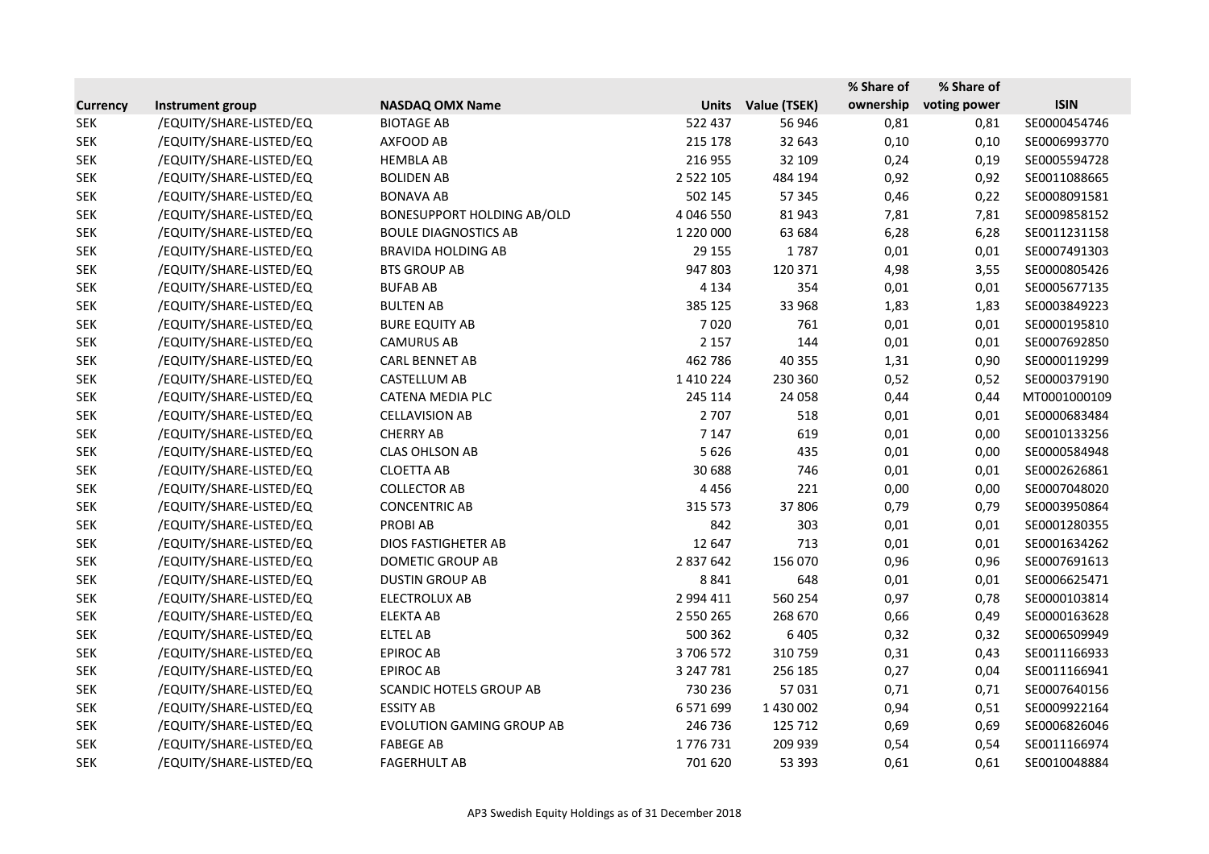| Currency | Instrument group | NASDAQ OMX Name | Units | Value (TSEK) | % Share of ownership | % Share of voting power | ISIN |
|---|---|---|---|---|---|---|---|
| SEK | /EQUITY/SHARE-LISTED/EQ | BIOTAGE AB | 522 437 | 56 946 | 0,81 | 0,81 | SE0000454746 |
| SEK | /EQUITY/SHARE-LISTED/EQ | AXFOOD AB | 215 178 | 32 643 | 0,10 | 0,10 | SE0006993770 |
| SEK | /EQUITY/SHARE-LISTED/EQ | HEMBLA AB | 216 955 | 32 109 | 0,24 | 0,19 | SE0005594728 |
| SEK | /EQUITY/SHARE-LISTED/EQ | BOLIDEN AB | 2 522 105 | 484 194 | 0,92 | 0,92 | SE0011088665 |
| SEK | /EQUITY/SHARE-LISTED/EQ | BONAVA AB | 502 145 | 57 345 | 0,46 | 0,22 | SE0008091581 |
| SEK | /EQUITY/SHARE-LISTED/EQ | BONESUPPORT HOLDING AB/OLD | 4 046 550 | 81 943 | 7,81 | 7,81 | SE0009858152 |
| SEK | /EQUITY/SHARE-LISTED/EQ | BOULE DIAGNOSTICS AB | 1 220 000 | 63 684 | 6,28 | 6,28 | SE0011231158 |
| SEK | /EQUITY/SHARE-LISTED/EQ | BRAVIDA HOLDING AB | 29 155 | 1 787 | 0,01 | 0,01 | SE0007491303 |
| SEK | /EQUITY/SHARE-LISTED/EQ | BTS GROUP AB | 947 803 | 120 371 | 4,98 | 3,55 | SE0000805426 |
| SEK | /EQUITY/SHARE-LISTED/EQ | BUFAB AB | 4 134 | 354 | 0,01 | 0,01 | SE0005677135 |
| SEK | /EQUITY/SHARE-LISTED/EQ | BULTEN AB | 385 125 | 33 968 | 1,83 | 1,83 | SE0003849223 |
| SEK | /EQUITY/SHARE-LISTED/EQ | BURE EQUITY AB | 7 020 | 761 | 0,01 | 0,01 | SE0000195810 |
| SEK | /EQUITY/SHARE-LISTED/EQ | CAMURUS AB | 2 157 | 144 | 0,01 | 0,01 | SE0007692850 |
| SEK | /EQUITY/SHARE-LISTED/EQ | CARL BENNET AB | 462 786 | 40 355 | 1,31 | 0,90 | SE0000119299 |
| SEK | /EQUITY/SHARE-LISTED/EQ | CASTELLUM AB | 1 410 224 | 230 360 | 0,52 | 0,52 | SE0000379190 |
| SEK | /EQUITY/SHARE-LISTED/EQ | CATENA MEDIA PLC | 245 114 | 24 058 | 0,44 | 0,44 | MT0001000109 |
| SEK | /EQUITY/SHARE-LISTED/EQ | CELLAVISION AB | 2 707 | 518 | 0,01 | 0,01 | SE0000683484 |
| SEK | /EQUITY/SHARE-LISTED/EQ | CHERRY AB | 7 147 | 619 | 0,01 | 0,00 | SE0010133256 |
| SEK | /EQUITY/SHARE-LISTED/EQ | CLAS OHLSON AB | 5 626 | 435 | 0,01 | 0,00 | SE0000584948 |
| SEK | /EQUITY/SHARE-LISTED/EQ | CLOETTA AB | 30 688 | 746 | 0,01 | 0,01 | SE0002626861 |
| SEK | /EQUITY/SHARE-LISTED/EQ | COLLECTOR AB | 4 456 | 221 | 0,00 | 0,00 | SE0007048020 |
| SEK | /EQUITY/SHARE-LISTED/EQ | CONCENTRIC AB | 315 573 | 37 806 | 0,79 | 0,79 | SE0003950864 |
| SEK | /EQUITY/SHARE-LISTED/EQ | PROBI AB | 842 | 303 | 0,01 | 0,01 | SE0001280355 |
| SEK | /EQUITY/SHARE-LISTED/EQ | DIOS FASTIGHETER AB | 12 647 | 713 | 0,01 | 0,01 | SE0001634262 |
| SEK | /EQUITY/SHARE-LISTED/EQ | DOMETIC GROUP AB | 2 837 642 | 156 070 | 0,96 | 0,96 | SE0007691613 |
| SEK | /EQUITY/SHARE-LISTED/EQ | DUSTIN GROUP AB | 8 841 | 648 | 0,01 | 0,01 | SE0006625471 |
| SEK | /EQUITY/SHARE-LISTED/EQ | ELECTROLUX AB | 2 994 411 | 560 254 | 0,97 | 0,78 | SE0000103814 |
| SEK | /EQUITY/SHARE-LISTED/EQ | ELEKTA AB | 2 550 265 | 268 670 | 0,66 | 0,49 | SE0000163628 |
| SEK | /EQUITY/SHARE-LISTED/EQ | ELTEL AB | 500 362 | 6 405 | 0,32 | 0,32 | SE0006509949 |
| SEK | /EQUITY/SHARE-LISTED/EQ | EPIROC AB | 3 706 572 | 310 759 | 0,31 | 0,43 | SE0011166933 |
| SEK | /EQUITY/SHARE-LISTED/EQ | EPIROC AB | 3 247 781 | 256 185 | 0,27 | 0,04 | SE0011166941 |
| SEK | /EQUITY/SHARE-LISTED/EQ | SCANDIC HOTELS GROUP AB | 730 236 | 57 031 | 0,71 | 0,71 | SE0007640156 |
| SEK | /EQUITY/SHARE-LISTED/EQ | ESSITY AB | 6 571 699 | 1 430 002 | 0,94 | 0,51 | SE0009922164 |
| SEK | /EQUITY/SHARE-LISTED/EQ | EVOLUTION GAMING GROUP AB | 246 736 | 125 712 | 0,69 | 0,69 | SE0006826046 |
| SEK | /EQUITY/SHARE-LISTED/EQ | FABEGE AB | 1 776 731 | 209 939 | 0,54 | 0,54 | SE0011166974 |
| SEK | /EQUITY/SHARE-LISTED/EQ | FAGERHULT AB | 701 620 | 53 393 | 0,61 | 0,61 | SE0010048884 |

AP3 Swedish Equity Holdings as of 31 December 2018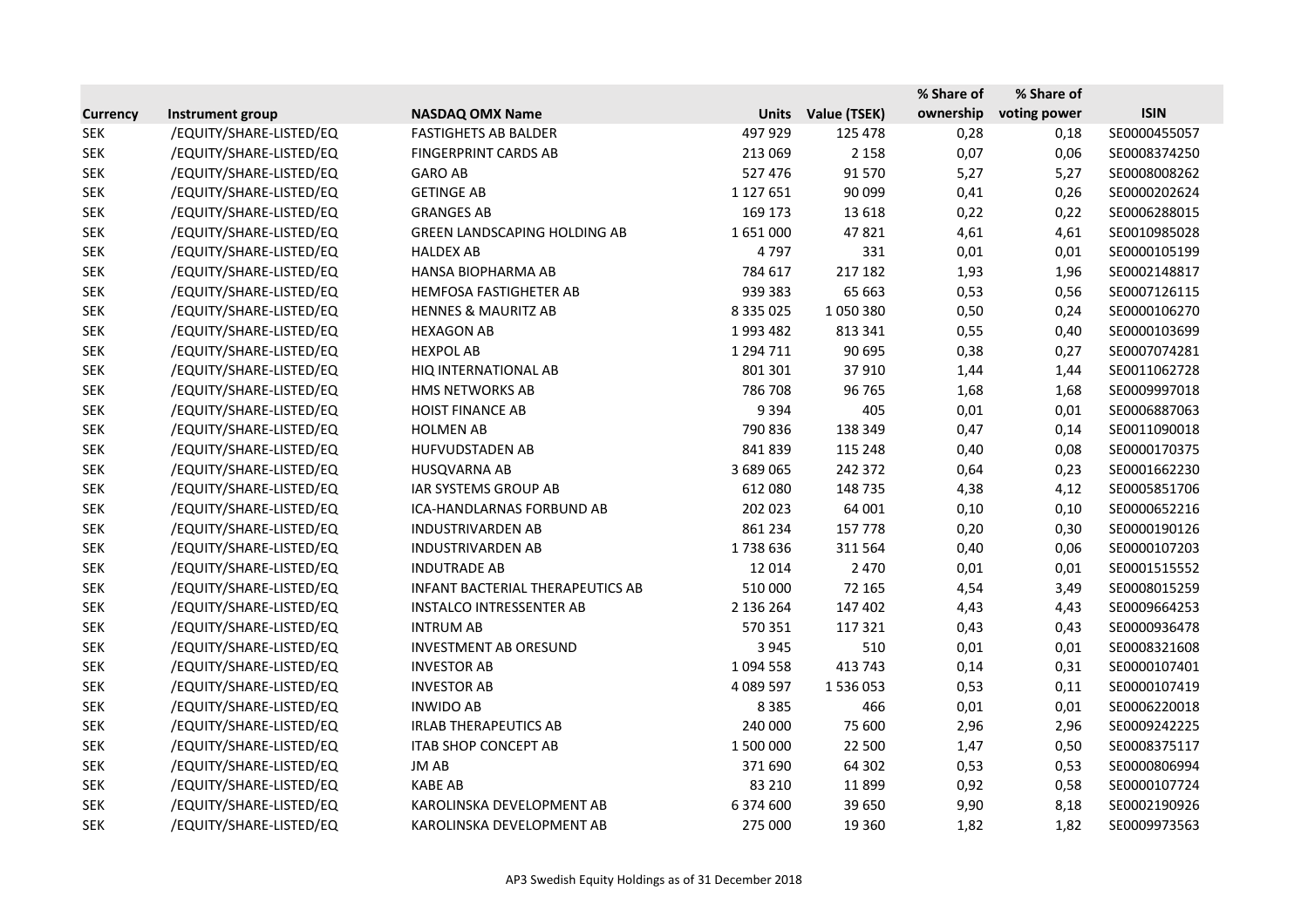| Currency | Instrument group | NASDAQ OMX Name | Units | Value (TSEK) | % Share of ownership | % Share of voting power | ISIN |
|---|---|---|---|---|---|---|---|
| SEK | /EQUITY/SHARE-LISTED/EQ | FASTIGHETS AB BALDER | 497 929 | 125 478 | 0,28 | 0,18 | SE0000455057 |
| SEK | /EQUITY/SHARE-LISTED/EQ | FINGERPRINT CARDS AB | 213 069 | 2 158 | 0,07 | 0,06 | SE0008374250 |
| SEK | /EQUITY/SHARE-LISTED/EQ | GARO AB | 527 476 | 91 570 | 5,27 | 5,27 | SE0008008262 |
| SEK | /EQUITY/SHARE-LISTED/EQ | GETINGE AB | 1 127 651 | 90 099 | 0,41 | 0,26 | SE0000202624 |
| SEK | /EQUITY/SHARE-LISTED/EQ | GRANGES AB | 169 173 | 13 618 | 0,22 | 0,22 | SE0006288015 |
| SEK | /EQUITY/SHARE-LISTED/EQ | GREEN LANDSCAPING HOLDING AB | 1 651 000 | 47 821 | 4,61 | 4,61 | SE0010985028 |
| SEK | /EQUITY/SHARE-LISTED/EQ | HALDEX AB | 4 797 | 331 | 0,01 | 0,01 | SE0000105199 |
| SEK | /EQUITY/SHARE-LISTED/EQ | HANSA BIOPHARMA AB | 784 617 | 217 182 | 1,93 | 1,96 | SE0002148817 |
| SEK | /EQUITY/SHARE-LISTED/EQ | HEMFOSA FASTIGHETER AB | 939 383 | 65 663 | 0,53 | 0,56 | SE0007126115 |
| SEK | /EQUITY/SHARE-LISTED/EQ | HENNES & MAURITZ AB | 8 335 025 | 1 050 380 | 0,50 | 0,24 | SE0000106270 |
| SEK | /EQUITY/SHARE-LISTED/EQ | HEXAGON AB | 1 993 482 | 813 341 | 0,55 | 0,40 | SE0000103699 |
| SEK | /EQUITY/SHARE-LISTED/EQ | HEXPOL AB | 1 294 711 | 90 695 | 0,38 | 0,27 | SE0007074281 |
| SEK | /EQUITY/SHARE-LISTED/EQ | HIQ INTERNATIONAL AB | 801 301 | 37 910 | 1,44 | 1,44 | SE0011062728 |
| SEK | /EQUITY/SHARE-LISTED/EQ | HMS NETWORKS AB | 786 708 | 96 765 | 1,68 | 1,68 | SE0009997018 |
| SEK | /EQUITY/SHARE-LISTED/EQ | HOIST FINANCE AB | 9 394 | 405 | 0,01 | 0,01 | SE0006887063 |
| SEK | /EQUITY/SHARE-LISTED/EQ | HOLMEN AB | 790 836 | 138 349 | 0,47 | 0,14 | SE0011090018 |
| SEK | /EQUITY/SHARE-LISTED/EQ | HUFVUDSTADEN AB | 841 839 | 115 248 | 0,40 | 0,08 | SE0000170375 |
| SEK | /EQUITY/SHARE-LISTED/EQ | HUSQVARNA AB | 3 689 065 | 242 372 | 0,64 | 0,23 | SE0001662230 |
| SEK | /EQUITY/SHARE-LISTED/EQ | IAR SYSTEMS GROUP AB | 612 080 | 148 735 | 4,38 | 4,12 | SE0005851706 |
| SEK | /EQUITY/SHARE-LISTED/EQ | ICA-HANDLARNAS FORBUND AB | 202 023 | 64 001 | 0,10 | 0,10 | SE0000652216 |
| SEK | /EQUITY/SHARE-LISTED/EQ | INDUSTRIVARDEN AB | 861 234 | 157 778 | 0,20 | 0,30 | SE0000190126 |
| SEK | /EQUITY/SHARE-LISTED/EQ | INDUSTRIVARDEN AB | 1 738 636 | 311 564 | 0,40 | 0,06 | SE0000107203 |
| SEK | /EQUITY/SHARE-LISTED/EQ | INDUTRADE AB | 12 014 | 2 470 | 0,01 | 0,01 | SE0001515552 |
| SEK | /EQUITY/SHARE-LISTED/EQ | INFANT BACTERIAL THERAPEUTICS AB | 510 000 | 72 165 | 4,54 | 3,49 | SE0008015259 |
| SEK | /EQUITY/SHARE-LISTED/EQ | INSTALCO INTRESSENTER AB | 2 136 264 | 147 402 | 4,43 | 4,43 | SE0009664253 |
| SEK | /EQUITY/SHARE-LISTED/EQ | INTRUM AB | 570 351 | 117 321 | 0,43 | 0,43 | SE0000936478 |
| SEK | /EQUITY/SHARE-LISTED/EQ | INVESTMENT AB ORESUND | 3 945 | 510 | 0,01 | 0,01 | SE0008321608 |
| SEK | /EQUITY/SHARE-LISTED/EQ | INVESTOR AB | 1 094 558 | 413 743 | 0,14 | 0,31 | SE0000107401 |
| SEK | /EQUITY/SHARE-LISTED/EQ | INVESTOR AB | 4 089 597 | 1 536 053 | 0,53 | 0,11 | SE0000107419 |
| SEK | /EQUITY/SHARE-LISTED/EQ | INWIDO AB | 8 385 | 466 | 0,01 | 0,01 | SE0006220018 |
| SEK | /EQUITY/SHARE-LISTED/EQ | IRLAB THERAPEUTICS AB | 240 000 | 75 600 | 2,96 | 2,96 | SE0009242225 |
| SEK | /EQUITY/SHARE-LISTED/EQ | ITAB SHOP CONCEPT AB | 1 500 000 | 22 500 | 1,47 | 0,50 | SE0008375117 |
| SEK | /EQUITY/SHARE-LISTED/EQ | JM AB | 371 690 | 64 302 | 0,53 | 0,53 | SE0000806994 |
| SEK | /EQUITY/SHARE-LISTED/EQ | KABE AB | 83 210 | 11 899 | 0,92 | 0,58 | SE0000107724 |
| SEK | /EQUITY/SHARE-LISTED/EQ | KAROLINSKA DEVELOPMENT AB | 6 374 600 | 39 650 | 9,90 | 8,18 | SE0002190926 |
| SEK | /EQUITY/SHARE-LISTED/EQ | KAROLINSKA DEVELOPMENT AB | 275 000 | 19 360 | 1,82 | 1,82 | SE0009973563 |

AP3 Swedish Equity Holdings as of 31 December 2018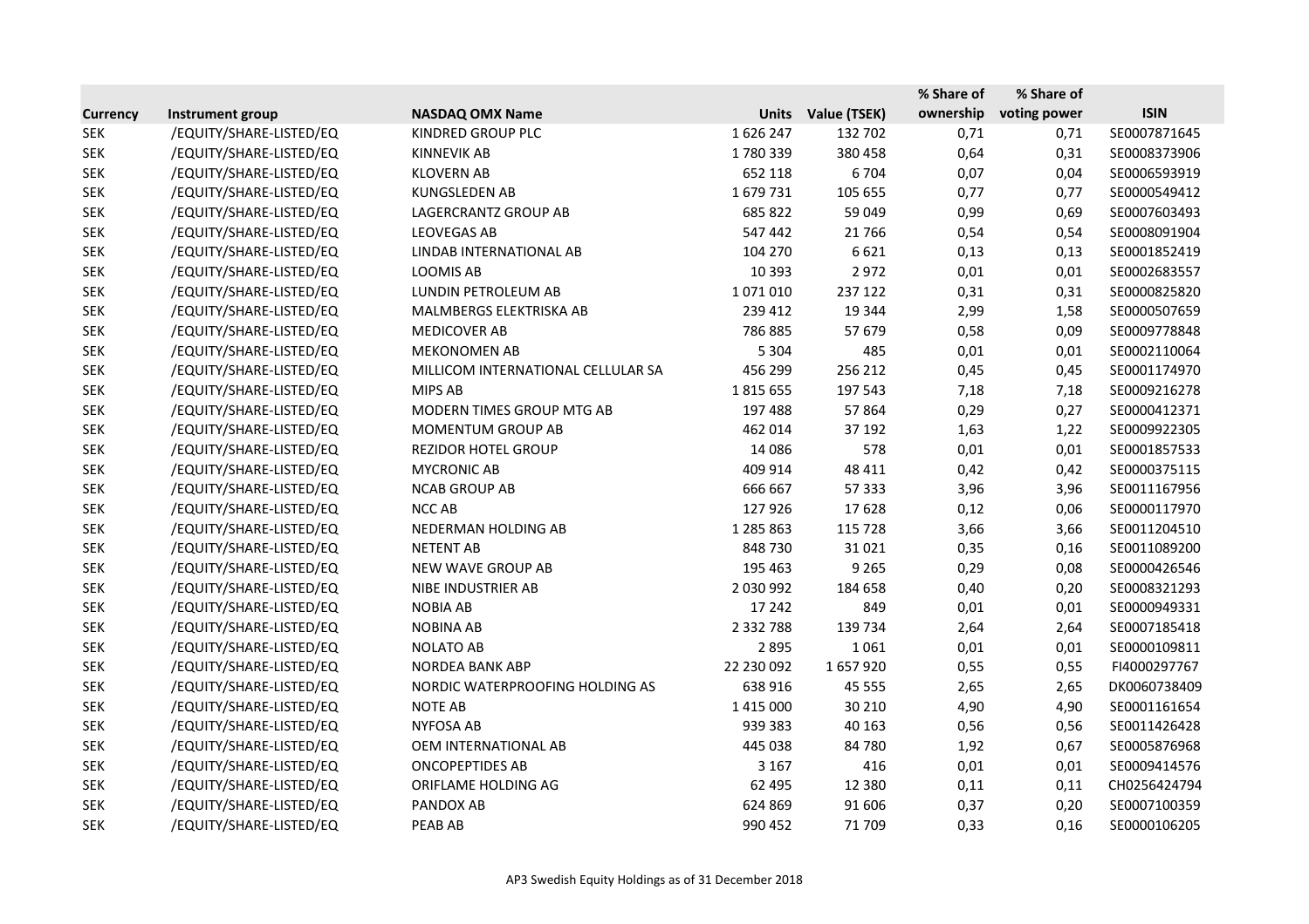| Currency | Instrument group | NASDAQ OMX Name | Units | Value (TSEK) | % Share of ownership | % Share of voting power | ISIN |
|---|---|---|---|---|---|---|---|
| SEK | /EQUITY/SHARE-LISTED/EQ | KINDRED GROUP PLC | 1 626 247 | 132 702 | 0,71 | 0,71 | SE0007871645 |
| SEK | /EQUITY/SHARE-LISTED/EQ | KINNEVIK AB | 1 780 339 | 380 458 | 0,64 | 0,31 | SE0008373906 |
| SEK | /EQUITY/SHARE-LISTED/EQ | KLOVERN AB | 652 118 | 6 704 | 0,07 | 0,04 | SE0006593919 |
| SEK | /EQUITY/SHARE-LISTED/EQ | KUNGSLEDEN AB | 1 679 731 | 105 655 | 0,77 | 0,77 | SE0000549412 |
| SEK | /EQUITY/SHARE-LISTED/EQ | LAGERCRANTZ GROUP AB | 685 822 | 59 049 | 0,99 | 0,69 | SE0007603493 |
| SEK | /EQUITY/SHARE-LISTED/EQ | LEOVEGAS AB | 547 442 | 21 766 | 0,54 | 0,54 | SE0008091904 |
| SEK | /EQUITY/SHARE-LISTED/EQ | LINDAB INTERNATIONAL AB | 104 270 | 6 621 | 0,13 | 0,13 | SE0001852419 |
| SEK | /EQUITY/SHARE-LISTED/EQ | LOOMIS AB | 10 393 | 2 972 | 0,01 | 0,01 | SE0002683557 |
| SEK | /EQUITY/SHARE-LISTED/EQ | LUNDIN PETROLEUM AB | 1 071 010 | 237 122 | 0,31 | 0,31 | SE0000825820 |
| SEK | /EQUITY/SHARE-LISTED/EQ | MALMBERGS ELEKTRISKA AB | 239 412 | 19 344 | 2,99 | 1,58 | SE0000507659 |
| SEK | /EQUITY/SHARE-LISTED/EQ | MEDICOVER AB | 786 885 | 57 679 | 0,58 | 0,09 | SE0009778848 |
| SEK | /EQUITY/SHARE-LISTED/EQ | MEKONOMEN AB | 5 304 | 485 | 0,01 | 0,01 | SE0002110064 |
| SEK | /EQUITY/SHARE-LISTED/EQ | MILLICOM INTERNATIONAL CELLULAR SA | 456 299 | 256 212 | 0,45 | 0,45 | SE0001174970 |
| SEK | /EQUITY/SHARE-LISTED/EQ | MIPS AB | 1 815 655 | 197 543 | 7,18 | 7,18 | SE0009216278 |
| SEK | /EQUITY/SHARE-LISTED/EQ | MODERN TIMES GROUP MTG AB | 197 488 | 57 864 | 0,29 | 0,27 | SE0000412371 |
| SEK | /EQUITY/SHARE-LISTED/EQ | MOMENTUM GROUP AB | 462 014 | 37 192 | 1,63 | 1,22 | SE0009922305 |
| SEK | /EQUITY/SHARE-LISTED/EQ | REZIDOR HOTEL GROUP | 14 086 | 578 | 0,01 | 0,01 | SE0001857533 |
| SEK | /EQUITY/SHARE-LISTED/EQ | MYCRONIC AB | 409 914 | 48 411 | 0,42 | 0,42 | SE0000375115 |
| SEK | /EQUITY/SHARE-LISTED/EQ | NCAB GROUP AB | 666 667 | 57 333 | 3,96 | 3,96 | SE0011167956 |
| SEK | /EQUITY/SHARE-LISTED/EQ | NCC AB | 127 926 | 17 628 | 0,12 | 0,06 | SE0000117970 |
| SEK | /EQUITY/SHARE-LISTED/EQ | NEDERMAN HOLDING AB | 1 285 863 | 115 728 | 3,66 | 3,66 | SE0011204510 |
| SEK | /EQUITY/SHARE-LISTED/EQ | NETENT AB | 848 730 | 31 021 | 0,35 | 0,16 | SE0011089200 |
| SEK | /EQUITY/SHARE-LISTED/EQ | NEW WAVE GROUP AB | 195 463 | 9 265 | 0,29 | 0,08 | SE0000426546 |
| SEK | /EQUITY/SHARE-LISTED/EQ | NIBE INDUSTRIER AB | 2 030 992 | 184 658 | 0,40 | 0,20 | SE0008321293 |
| SEK | /EQUITY/SHARE-LISTED/EQ | NOBIA AB | 17 242 | 849 | 0,01 | 0,01 | SE0000949331 |
| SEK | /EQUITY/SHARE-LISTED/EQ | NOBINA AB | 2 332 788 | 139 734 | 2,64 | 2,64 | SE0007185418 |
| SEK | /EQUITY/SHARE-LISTED/EQ | NOLATO AB | 2 895 | 1 061 | 0,01 | 0,01 | SE0000109811 |
| SEK | /EQUITY/SHARE-LISTED/EQ | NORDEA BANK ABP | 22 230 092 | 1 657 920 | 0,55 | 0,55 | FI4000297767 |
| SEK | /EQUITY/SHARE-LISTED/EQ | NORDIC WATERPROOFING HOLDING AS | 638 916 | 45 555 | 2,65 | 2,65 | DK0060738409 |
| SEK | /EQUITY/SHARE-LISTED/EQ | NOTE AB | 1 415 000 | 30 210 | 4,90 | 4,90 | SE0001161654 |
| SEK | /EQUITY/SHARE-LISTED/EQ | NYFOSA AB | 939 383 | 40 163 | 0,56 | 0,56 | SE0011426428 |
| SEK | /EQUITY/SHARE-LISTED/EQ | OEM INTERNATIONAL AB | 445 038 | 84 780 | 1,92 | 0,67 | SE0005876968 |
| SEK | /EQUITY/SHARE-LISTED/EQ | ONCOPEPTIDES AB | 3 167 | 416 | 0,01 | 0,01 | SE0009414576 |
| SEK | /EQUITY/SHARE-LISTED/EQ | ORIFLAME HOLDING AG | 62 495 | 12 380 | 0,11 | 0,11 | CH0256424794 |
| SEK | /EQUITY/SHARE-LISTED/EQ | PANDOX AB | 624 869 | 91 606 | 0,37 | 0,20 | SE0007100359 |
| SEK | /EQUITY/SHARE-LISTED/EQ | PEAB AB | 990 452 | 71 709 | 0,33 | 0,16 | SE0000106205 |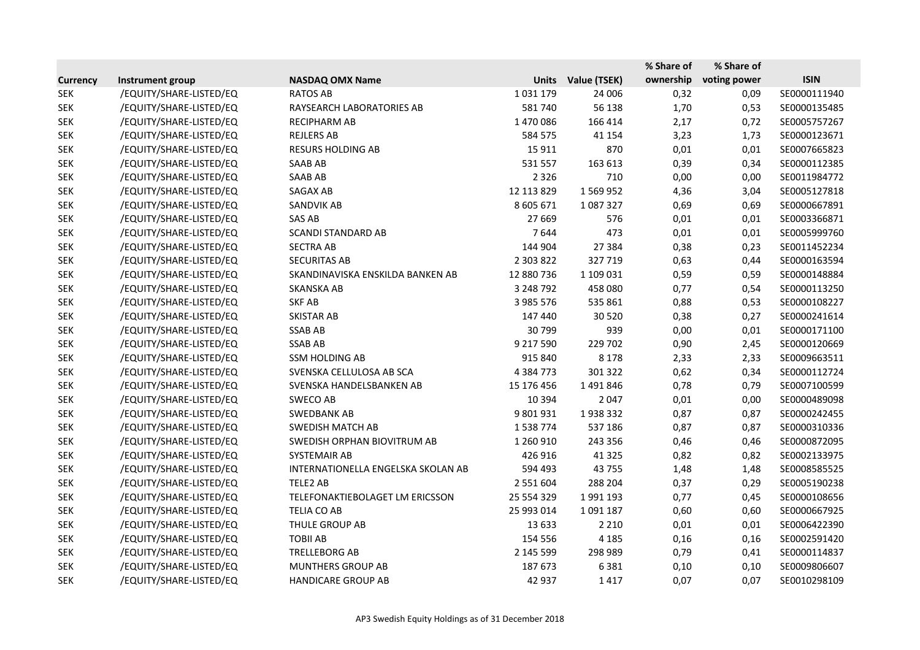| Currency | Instrument group | NASDAQ OMX Name | Units | Value (TSEK) | % Share of ownership | % Share of voting power | ISIN |
|---|---|---|---|---|---|---|---|
| SEK | /EQUITY/SHARE-LISTED/EQ | RATOS AB | 1 031 179 | 24 006 | 0,32 | 0,09 | SE0000111940 |
| SEK | /EQUITY/SHARE-LISTED/EQ | RAYSEARCH LABORATORIES AB | 581 740 | 56 138 | 1,70 | 0,53 | SE0000135485 |
| SEK | /EQUITY/SHARE-LISTED/EQ | RECIPHARM AB | 1 470 086 | 166 414 | 2,17 | 0,72 | SE0005757267 |
| SEK | /EQUITY/SHARE-LISTED/EQ | REJLERS AB | 584 575 | 41 154 | 3,23 | 1,73 | SE0000123671 |
| SEK | /EQUITY/SHARE-LISTED/EQ | RESURS HOLDING AB | 15 911 | 870 | 0,01 | 0,01 | SE0007665823 |
| SEK | /EQUITY/SHARE-LISTED/EQ | SAAB AB | 531 557 | 163 613 | 0,39 | 0,34 | SE0000112385 |
| SEK | /EQUITY/SHARE-LISTED/EQ | SAAB AB | 2 326 | 710 | 0,00 | 0,00 | SE0011984772 |
| SEK | /EQUITY/SHARE-LISTED/EQ | SAGAX AB | 12 113 829 | 1 569 952 | 4,36 | 3,04 | SE0005127818 |
| SEK | /EQUITY/SHARE-LISTED/EQ | SANDVIK AB | 8 605 671 | 1 087 327 | 0,69 | 0,69 | SE0000667891 |
| SEK | /EQUITY/SHARE-LISTED/EQ | SAS AB | 27 669 | 576 | 0,01 | 0,01 | SE0003366871 |
| SEK | /EQUITY/SHARE-LISTED/EQ | SCANDI STANDARD AB | 7 644 | 473 | 0,01 | 0,01 | SE0005999760 |
| SEK | /EQUITY/SHARE-LISTED/EQ | SECTRA AB | 144 904 | 27 384 | 0,38 | 0,23 | SE0011452234 |
| SEK | /EQUITY/SHARE-LISTED/EQ | SECURITAS AB | 2 303 822 | 327 719 | 0,63 | 0,44 | SE0000163594 |
| SEK | /EQUITY/SHARE-LISTED/EQ | SKANDINAVISKA ENSKILDA BANKEN AB | 12 880 736 | 1 109 031 | 0,59 | 0,59 | SE0000148884 |
| SEK | /EQUITY/SHARE-LISTED/EQ | SKANSKA AB | 3 248 792 | 458 080 | 0,77 | 0,54 | SE0000113250 |
| SEK | /EQUITY/SHARE-LISTED/EQ | SKF AB | 3 985 576 | 535 861 | 0,88 | 0,53 | SE0000108227 |
| SEK | /EQUITY/SHARE-LISTED/EQ | SKISTAR AB | 147 440 | 30 520 | 0,38 | 0,27 | SE0000241614 |
| SEK | /EQUITY/SHARE-LISTED/EQ | SSAB AB | 30 799 | 939 | 0,00 | 0,01 | SE0000171100 |
| SEK | /EQUITY/SHARE-LISTED/EQ | SSAB AB | 9 217 590 | 229 702 | 0,90 | 2,45 | SE0000120669 |
| SEK | /EQUITY/SHARE-LISTED/EQ | SSM HOLDING AB | 915 840 | 8 178 | 2,33 | 2,33 | SE0009663511 |
| SEK | /EQUITY/SHARE-LISTED/EQ | SVENSKA CELLULOSA AB SCA | 4 384 773 | 301 322 | 0,62 | 0,34 | SE0000112724 |
| SEK | /EQUITY/SHARE-LISTED/EQ | SVENSKA HANDELSBANKEN AB | 15 176 456 | 1 491 846 | 0,78 | 0,79 | SE0007100599 |
| SEK | /EQUITY/SHARE-LISTED/EQ | SWECO AB | 10 394 | 2 047 | 0,01 | 0,00 | SE0000489098 |
| SEK | /EQUITY/SHARE-LISTED/EQ | SWEDBANK AB | 9 801 931 | 1 938 332 | 0,87 | 0,87 | SE0000242455 |
| SEK | /EQUITY/SHARE-LISTED/EQ | SWEDISH MATCH AB | 1 538 774 | 537 186 | 0,87 | 0,87 | SE0000310336 |
| SEK | /EQUITY/SHARE-LISTED/EQ | SWEDISH ORPHAN BIOVITRUM AB | 1 260 910 | 243 356 | 0,46 | 0,46 | SE0000872095 |
| SEK | /EQUITY/SHARE-LISTED/EQ | SYSTEMAIR AB | 426 916 | 41 325 | 0,82 | 0,82 | SE0002133975 |
| SEK | /EQUITY/SHARE-LISTED/EQ | INTERNATIONELLA ENGELSKA SKOLAN AB | 594 493 | 43 755 | 1,48 | 1,48 | SE0008585525 |
| SEK | /EQUITY/SHARE-LISTED/EQ | TELE2 AB | 2 551 604 | 288 204 | 0,37 | 0,29 | SE0005190238 |
| SEK | /EQUITY/SHARE-LISTED/EQ | TELEFONAKTIEBOLAGET LM ERICSSON | 25 554 329 | 1 991 193 | 0,77 | 0,45 | SE0000108656 |
| SEK | /EQUITY/SHARE-LISTED/EQ | TELIA CO AB | 25 993 014 | 1 091 187 | 0,60 | 0,60 | SE0000667925 |
| SEK | /EQUITY/SHARE-LISTED/EQ | THULE GROUP AB | 13 633 | 2 210 | 0,01 | 0,01 | SE0006422390 |
| SEK | /EQUITY/SHARE-LISTED/EQ | TOBII AB | 154 556 | 4 185 | 0,16 | 0,16 | SE0002591420 |
| SEK | /EQUITY/SHARE-LISTED/EQ | TRELLEBORG AB | 2 145 599 | 298 989 | 0,79 | 0,41 | SE0000114837 |
| SEK | /EQUITY/SHARE-LISTED/EQ | MUNTHERS GROUP AB | 187 673 | 6 381 | 0,10 | 0,10 | SE0009806607 |
| SEK | /EQUITY/SHARE-LISTED/EQ | HANDICARE GROUP AB | 42 937 | 1 417 | 0,07 | 0,07 | SE0010298109 |

AP3 Swedish Equity Holdings as of 31 December 2018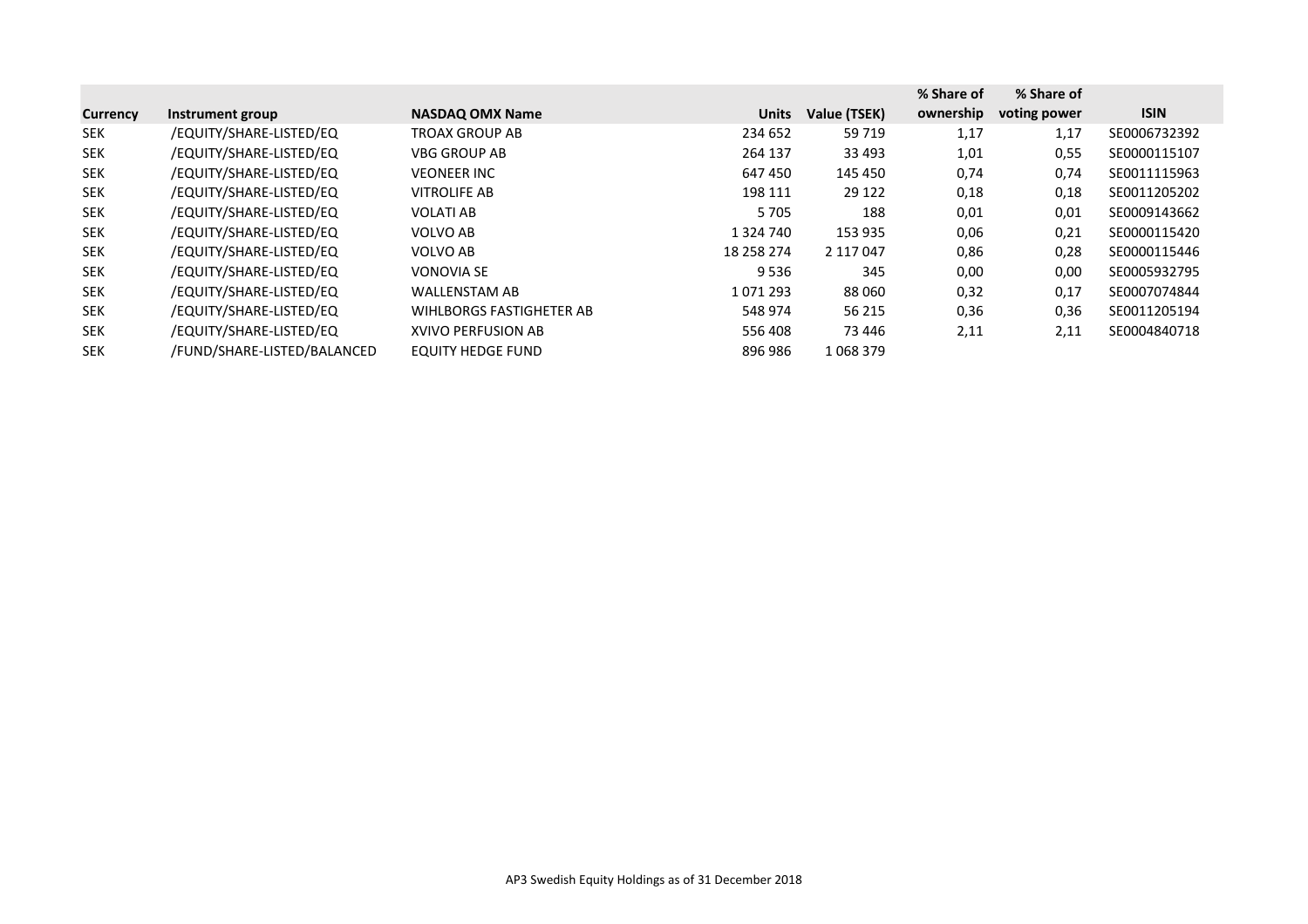| Currency | Instrument group | NASDAQ OMX Name | Units | Value (TSEK) | % Share of ownership | % Share of voting power | ISIN |
|---|---|---|---|---|---|---|---|
| SEK | /EQUITY/SHARE-LISTED/EQ | TROAX GROUP AB | 234 652 | 59 719 | 1,17 | 1,17 | SE0006732392 |
| SEK | /EQUITY/SHARE-LISTED/EQ | VBG GROUP AB | 264 137 | 33 493 | 1,01 | 0,55 | SE0000115107 |
| SEK | /EQUITY/SHARE-LISTED/EQ | VEONEER INC | 647 450 | 145 450 | 0,74 | 0,74 | SE0011115963 |
| SEK | /EQUITY/SHARE-LISTED/EQ | VITROLIFE AB | 198 111 | 29 122 | 0,18 | 0,18 | SE0011205202 |
| SEK | /EQUITY/SHARE-LISTED/EQ | VOLATI AB | 5 705 | 188 | 0,01 | 0,01 | SE0009143662 |
| SEK | /EQUITY/SHARE-LISTED/EQ | VOLVO AB | 1 324 740 | 153 935 | 0,06 | 0,21 | SE0000115420 |
| SEK | /EQUITY/SHARE-LISTED/EQ | VOLVO AB | 18 258 274 | 2 117 047 | 0,86 | 0,28 | SE0000115446 |
| SEK | /EQUITY/SHARE-LISTED/EQ | VONOVIA SE | 9 536 | 345 | 0,00 | 0,00 | SE0005932795 |
| SEK | /EQUITY/SHARE-LISTED/EQ | WALLENSTAM AB | 1 071 293 | 88 060 | 0,32 | 0,17 | SE0007074844 |
| SEK | /EQUITY/SHARE-LISTED/EQ | WIHLBORGS FASTIGHETER AB | 548 974 | 56 215 | 0,36 | 0,36 | SE0011205194 |
| SEK | /EQUITY/SHARE-LISTED/EQ | XVIVO PERFUSION AB | 556 408 | 73 446 | 2,11 | 2,11 | SE0004840718 |
| SEK | /FUND/SHARE-LISTED/BALANCED | EQUITY HEDGE FUND | 896 986 | 1 068 379 | | | |

AP3 Swedish Equity Holdings as of 31 December 2018